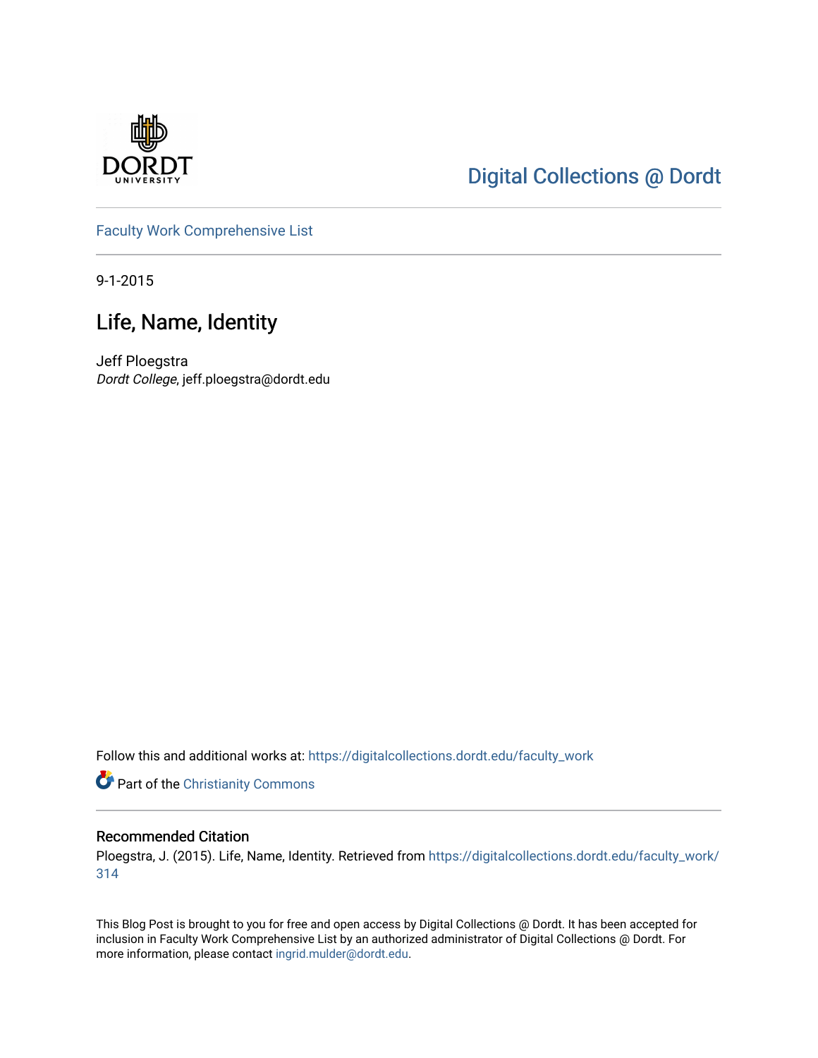Digital Collections @ Dordt

Faculty Work Comprehensive List

9-1-2015

# Life, Name, Identity

Jeff Ploegstra
*Dordt College*, jeff.ploegstra@dordt.edu

Follow this and additional works at: https://digitalcollections.dordt.edu/faculty_work

Part of the Christianity Commons

## Recommended Citation

Ploegstra, J. (2015). Life, Name, Identity. Retrieved from https://digitalcollections.dordt.edu/faculty_work/314

This Blog Post is brought to you for free and open access by Digital Collections @ Dordt. It has been accepted for inclusion in Faculty Work Comprehensive List by an authorized administrator of Digital Collections @ Dordt. For more information, please contact ingrid.mulder@dordt.edu.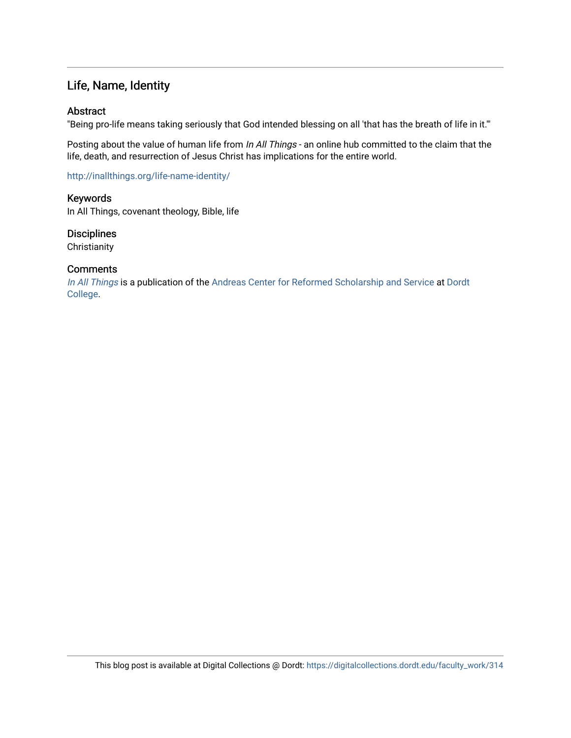## Life, Name, Identity

### Abstract

"Being pro-life means taking seriously that God intended blessing on all 'that has the breath of life in it.'"

Posting about the value of human life from *In All Things* - an online hub committed to the claim that the life, death, and resurrection of Jesus Christ has implications for the entire world.

http://inallthings.org/life-name-identity/

### Keywords

In All Things, covenant theology, Bible, life

### Disciplines

Christianity

### Comments

*In All Things* is a publication of the Andreas Center for Reformed Scholarship and Service at Dordt College.

This blog post is available at Digital Collections @ Dordt: https://digitalcollections.dordt.edu/faculty_work/314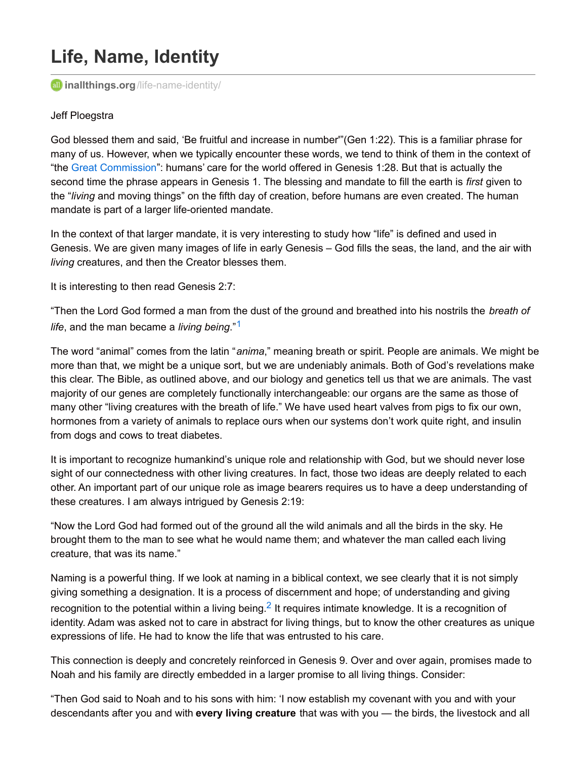# Life, Name, Identity

inallthings.org/life-name-identity/

Jeff Ploegstra

God blessed them and said, 'Be fruitful and increase in number'"(Gen 1:22). This is a familiar phrase for many of us. However, when we typically encounter these words, we tend to think of them in the context of "the Great Commission": humans' care for the world offered in Genesis 1:28. But that is actually the second time the phrase appears in Genesis 1. The blessing and mandate to fill the earth is *first* given to the "*living* and moving things" on the fifth day of creation, before humans are even created. The human mandate is part of a larger life-oriented mandate.

In the context of that larger mandate, it is very interesting to study how "life" is defined and used in Genesis. We are given many images of life in early Genesis – God fills the seas, the land, and the air with *living* creatures, and then the Creator blesses them.

It is interesting to then read Genesis 2:7:

"Then the Lord God formed a man from the dust of the ground and breathed into his nostrils the *breath of life*, and the man became a *living being*."[1]

The word "animal" comes from the latin "*anima*," meaning breath or spirit. People are animals. We might be more than that, we might be a unique sort, but we are undeniably animals. Both of God's revelations make this clear. The Bible, as outlined above, and our biology and genetics tell us that we are animals. The vast majority of our genes are completely functionally interchangeable: our organs are the same as those of many other "living creatures with the breath of life." We have used heart valves from pigs to fix our own, hormones from a variety of animals to replace ours when our systems don't work quite right, and insulin from dogs and cows to treat diabetes.

It is important to recognize humankind's unique role and relationship with God, but we should never lose sight of our connectedness with other living creatures. In fact, those two ideas are deeply related to each other. An important part of our unique role as image bearers requires us to have a deep understanding of these creatures. I am always intrigued by Genesis 2:19:

"Now the Lord God had formed out of the ground all the wild animals and all the birds in the sky. He brought them to the man to see what he would name them; and whatever the man called each living creature, that was its name."

Naming is a powerful thing. If we look at naming in a biblical context, we see clearly that it is not simply giving something a designation. It is a process of discernment and hope; of understanding and giving recognition to the potential within a living being.[2] It requires intimate knowledge. It is a recognition of identity. Adam was asked not to care in abstract for living things, but to know the other creatures as unique expressions of life. He had to know the life that was entrusted to his care.

This connection is deeply and concretely reinforced in Genesis 9. Over and over again, promises made to Noah and his family are directly embedded in a larger promise to all living things. Consider:

"Then God said to Noah and to his sons with him: 'I now establish my covenant with you and with your descendants after you and with **every living creature** that was with you — the birds, the livestock and all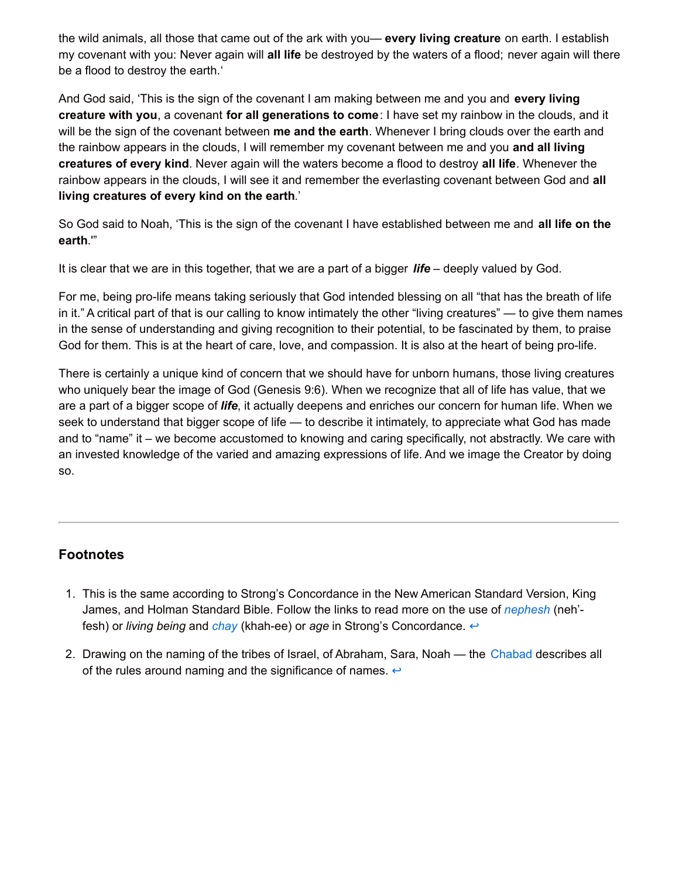the wild animals, all those that came out of the ark with you— **every living creature** on earth. I establish my covenant with you: Never again will **all life** be destroyed by the waters of a flood; never again will there be a flood to destroy the earth.'

And God said, 'This is the sign of the covenant I am making between me and you and **every living creature with you**, a covenant **for all generations to come**: I have set my rainbow in the clouds, and it will be the sign of the covenant between **me and the earth**. Whenever I bring clouds over the earth and the rainbow appears in the clouds, I will remember my covenant between me and you **and all living creatures of every kind**. Never again will the waters become a flood to destroy **all life**. Whenever the rainbow appears in the clouds, I will see it and remember the everlasting covenant between God and **all living creatures of every kind on the earth**.'

So God said to Noah, 'This is the sign of the covenant I have established between me and **all life on the earth**.'"

It is clear that we are in this together, that we are a part of a bigger ***life*** – deeply valued by God.

For me, being pro-life means taking seriously that God intended blessing on all "that has the breath of life in it." A critical part of that is our calling to know intimately the other "living creatures" — to give them names in the sense of understanding and giving recognition to their potential, to be fascinated by them, to praise God for them. This is at the heart of care, love, and compassion. It is also at the heart of being pro-life.

There is certainly a unique kind of concern that we should have for unborn humans, those living creatures who uniquely bear the image of God (Genesis 9:6). When we recognize that all of life has value, that we are a part of a bigger scope of ***life***, it actually deepens and enriches our concern for human life. When we seek to understand that bigger scope of life — to describe it intimately, to appreciate what God has made and to "name" it – we become accustomed to knowing and caring specifically, not abstractly. We care with an invested knowledge of the varied and amazing expressions of life. And we image the Creator by doing so.

---

## Footnotes

1. This is the same according to Strong's Concordance in the New American Standard Version, King James, and Holman Standard Bible. Follow the links to read more on the use of *nephesh* (neh'-fesh) or *living being* and *chay* (khah-ee) or *age* in Strong's Concordance. ↩

2. Drawing on the naming of the tribes of Israel, of Abraham, Sara, Noah — the Chabad describes all of the rules around naming and the significance of names. ↩